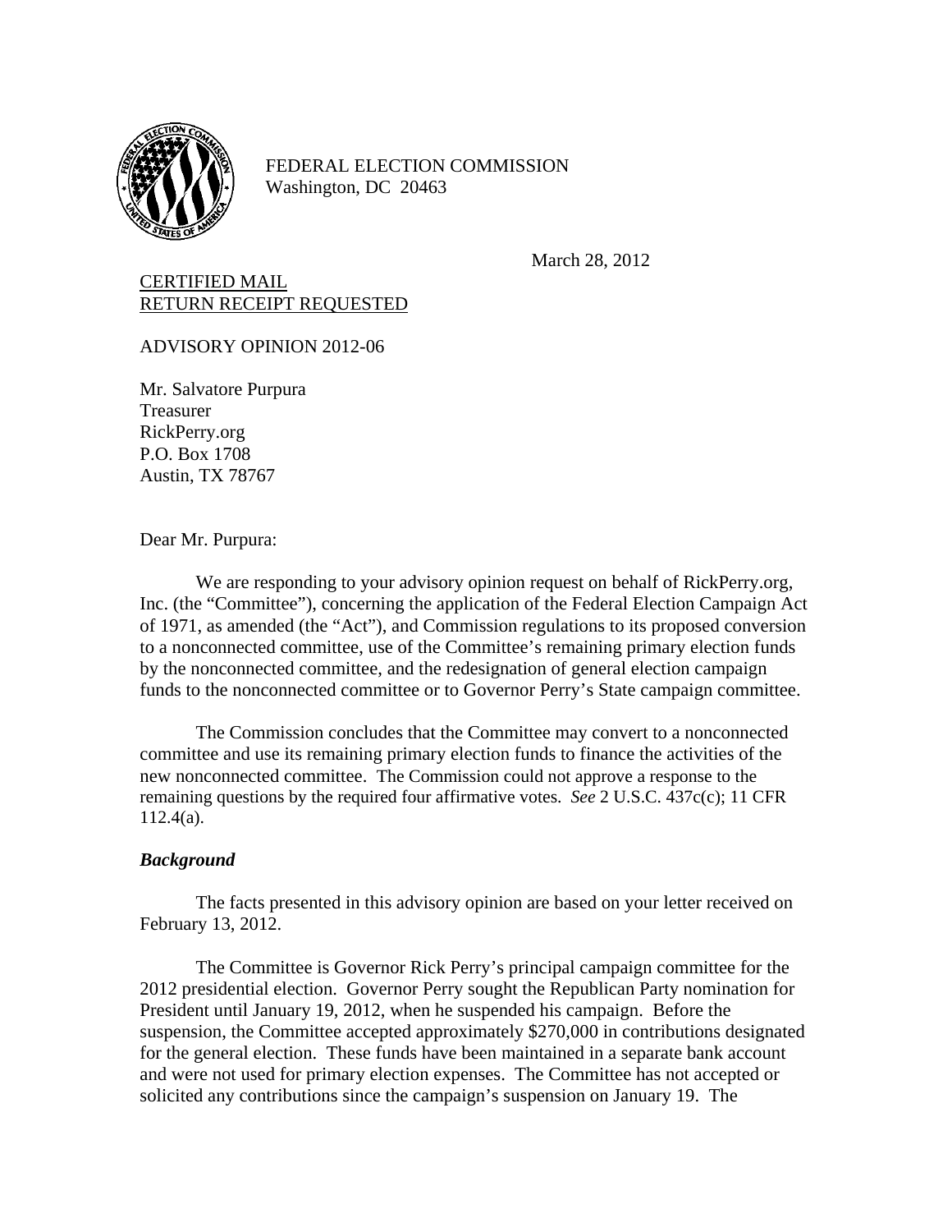FEDERAL ELECTION COMMISSION
Washington, DC 20463

March 28, 2012

CERTIFIED MAIL
RETURN RECEIPT REQUESTED

ADVISORY OPINION 2012-06

Mr. Salvatore Purpura
Treasurer
RickPerry.org
P.O. Box 1708
Austin, TX 78767

Dear Mr. Purpura:

We are responding to your advisory opinion request on behalf of RickPerry.org, Inc. (the "Committee"), concerning the application of the Federal Election Campaign Act of 1971, as amended (the "Act"), and Commission regulations to its proposed conversion to a nonconnected committee, use of the Committee's remaining primary election funds by the nonconnected committee, and the redesignation of general election campaign funds to the nonconnected committee or to Governor Perry's State campaign committee.

The Commission concludes that the Committee may convert to a nonconnected committee and use its remaining primary election funds to finance the activities of the new nonconnected committee. The Commission could not approve a response to the remaining questions by the required four affirmative votes. *See* 2 U.S.C. 437c(c); 11 CFR 112.4(a).

### *Background*

The facts presented in this advisory opinion are based on your letter received on February 13, 2012.

The Committee is Governor Rick Perry's principal campaign committee for the 2012 presidential election. Governor Perry sought the Republican Party nomination for President until January 19, 2012, when he suspended his campaign. Before the suspension, the Committee accepted approximately $270,000 in contributions designated for the general election. These funds have been maintained in a separate bank account and were not used for primary election expenses. The Committee has not accepted or solicited any contributions since the campaign's suspension on January 19. The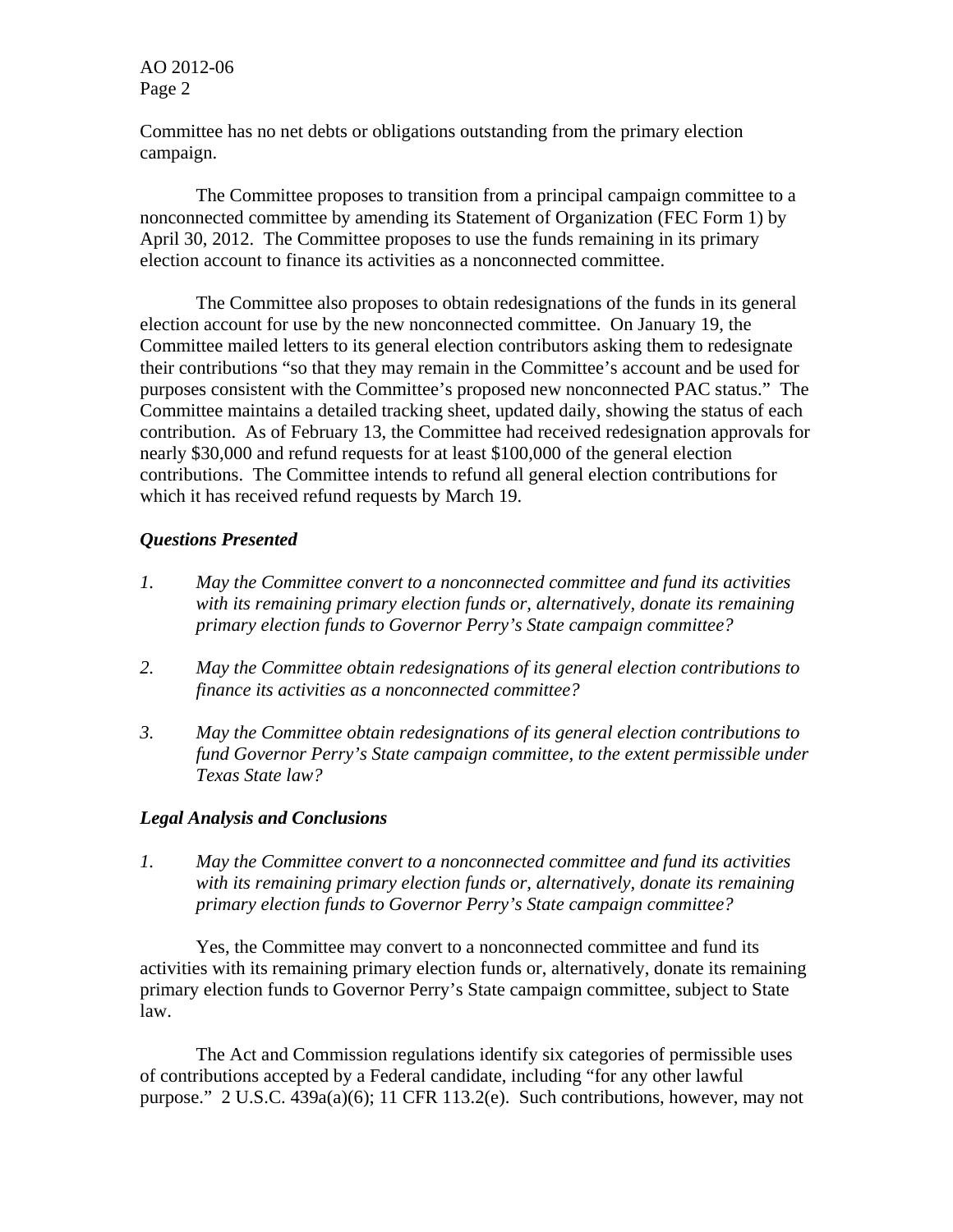Committee has no net debts or obligations outstanding from the primary election campaign.

The Committee proposes to transition from a principal campaign committee to a nonconnected committee by amending its Statement of Organization (FEC Form 1) by April 30, 2012. The Committee proposes to use the funds remaining in its primary election account to finance its activities as a nonconnected committee.

The Committee also proposes to obtain redesignations of the funds in its general election account for use by the new nonconnected committee. On January 19, the Committee mailed letters to its general election contributors asking them to redesignate their contributions "so that they may remain in the Committee's account and be used for purposes consistent with the Committee's proposed new nonconnected PAC status." The Committee maintains a detailed tracking sheet, updated daily, showing the status of each contribution. As of February 13, the Committee had received redesignation approvals for nearly $30,000 and refund requests for at least $100,000 of the general election contributions. The Committee intends to refund all general election contributions for which it has received refund requests by March 19.

### *Questions Presented*

1. *May the Committee convert to a nonconnected committee and fund its activities with its remaining primary election funds or, alternatively, donate its remaining primary election funds to Governor Perry's State campaign committee?*

2. *May the Committee obtain redesignations of its general election contributions to finance its activities as a nonconnected committee?*

3. *May the Committee obtain redesignations of its general election contributions to fund Governor Perry's State campaign committee, to the extent permissible under Texas State law?*

### *Legal Analysis and Conclusions*

1. *May the Committee convert to a nonconnected committee and fund its activities with its remaining primary election funds or, alternatively, donate its remaining primary election funds to Governor Perry's State campaign committee?*

Yes, the Committee may convert to a nonconnected committee and fund its activities with its remaining primary election funds or, alternatively, donate its remaining primary election funds to Governor Perry's State campaign committee, subject to State law.

The Act and Commission regulations identify six categories of permissible uses of contributions accepted by a Federal candidate, including "for any other lawful purpose." 2 U.S.C. 439a(a)(6); 11 CFR 113.2(e). Such contributions, however, may not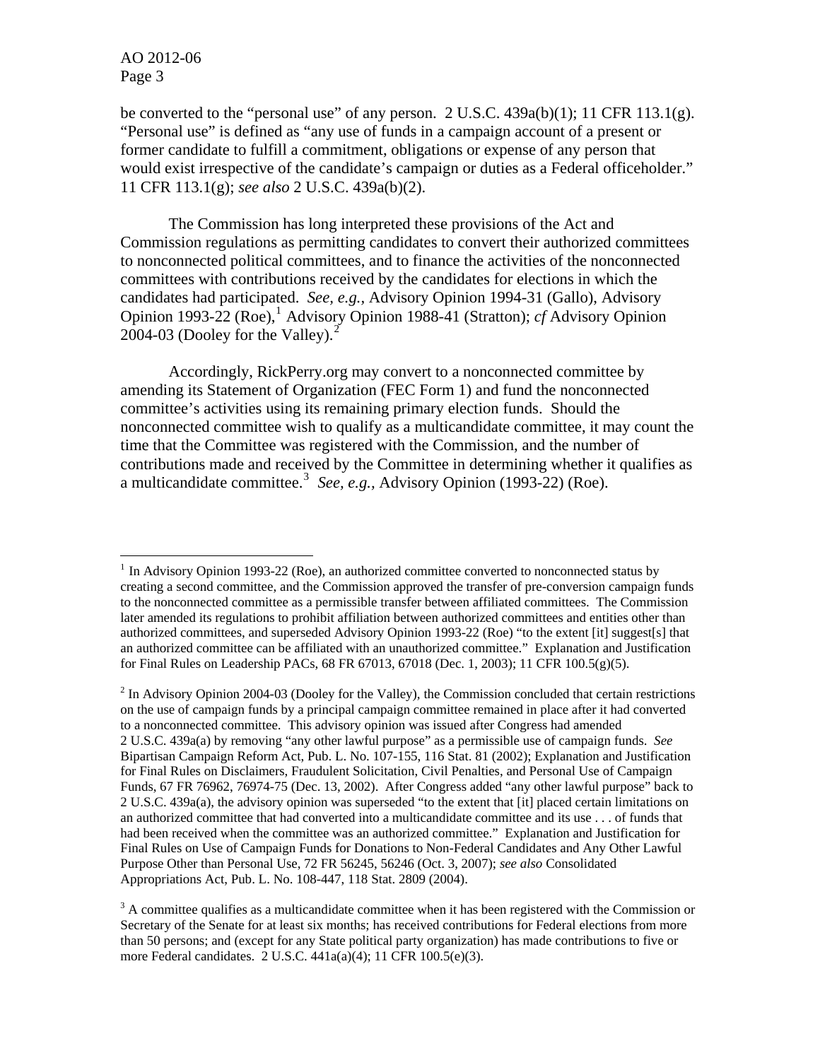be converted to the "personal use" of any person. 2 U.S.C. 439a(b)(1); 11 CFR 113.1(g). "Personal use" is defined as "any use of funds in a campaign account of a present or former candidate to fulfill a commitment, obligations or expense of any person that would exist irrespective of the candidate's campaign or duties as a Federal officeholder." 11 CFR 113.1(g); *see also* 2 U.S.C. 439a(b)(2).

The Commission has long interpreted these provisions of the Act and Commission regulations as permitting candidates to convert their authorized committees to nonconnected political committees, and to finance the activities of the nonconnected committees with contributions received by the candidates for elections in which the candidates had participated. *See, e.g.,* Advisory Opinion 1994-31 (Gallo), Advisory Opinion 1993-22 (Roe),[1] Advisory Opinion 1988-41 (Stratton); *cf* Advisory Opinion 2004-03 (Dooley for the Valley).[2]

Accordingly, RickPerry.org may convert to a nonconnected committee by amending its Statement of Organization (FEC Form 1) and fund the nonconnected committee's activities using its remaining primary election funds. Should the nonconnected committee wish to qualify as a multicandidate committee, it may count the time that the Committee was registered with the Commission, and the number of contributions made and received by the Committee in determining whether it qualifies as a multicandidate committee.[3] *See, e.g.,* Advisory Opinion (1993-22) (Roe).

---

[1] In Advisory Opinion 1993-22 (Roe), an authorized committee converted to nonconnected status by creating a second committee, and the Commission approved the transfer of pre-conversion campaign funds to the nonconnected committee as a permissible transfer between affiliated committees. The Commission later amended its regulations to prohibit affiliation between authorized committees and entities other than authorized committees, and superseded Advisory Opinion 1993-22 (Roe) "to the extent [it] suggest[s] that an authorized committee can be affiliated with an unauthorized committee." Explanation and Justification for Final Rules on Leadership PACs, 68 FR 67013, 67018 (Dec. 1, 2003); 11 CFR 100.5(g)(5).

[2] In Advisory Opinion 2004-03 (Dooley for the Valley), the Commission concluded that certain restrictions on the use of campaign funds by a principal campaign committee remained in place after it had converted to a nonconnected committee. This advisory opinion was issued after Congress had amended 2 U.S.C. 439a(a) by removing "any other lawful purpose" as a permissible use of campaign funds. *See* Bipartisan Campaign Reform Act, Pub. L. No. 107-155, 116 Stat. 81 (2002); Explanation and Justification for Final Rules on Disclaimers, Fraudulent Solicitation, Civil Penalties, and Personal Use of Campaign Funds, 67 FR 76962, 76974-75 (Dec. 13, 2002). After Congress added "any other lawful purpose" back to 2 U.S.C. 439a(a), the advisory opinion was superseded "to the extent that [it] placed certain limitations on an authorized committee that had converted into a multicandidate committee and its use . . . of funds that had been received when the committee was an authorized committee." Explanation and Justification for Final Rules on Use of Campaign Funds for Donations to Non-Federal Candidates and Any Other Lawful Purpose Other than Personal Use, 72 FR 56245, 56246 (Oct. 3, 2007); *see also* Consolidated Appropriations Act, Pub. L. No. 108-447, 118 Stat. 2809 (2004).

[3] A committee qualifies as a multicandidate committee when it has been registered with the Commission or Secretary of the Senate for at least six months; has received contributions for Federal elections from more than 50 persons; and (except for any State political party organization) has made contributions to five or more Federal candidates. 2 U.S.C. 441a(a)(4); 11 CFR 100.5(e)(3).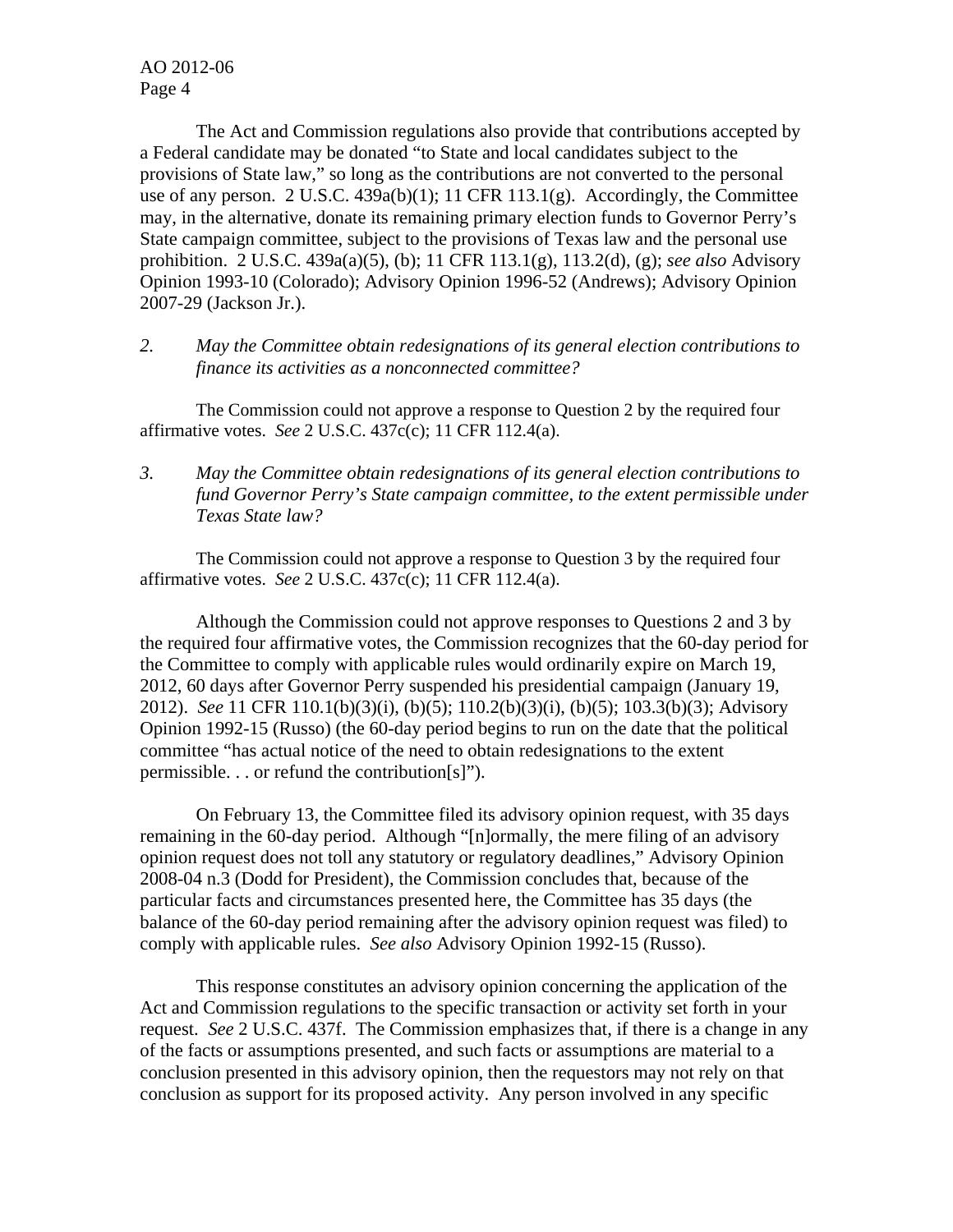The Act and Commission regulations also provide that contributions accepted by a Federal candidate may be donated "to State and local candidates subject to the provisions of State law," so long as the contributions are not converted to the personal use of any person. 2 U.S.C. 439a(b)(1); 11 CFR 113.1(g). Accordingly, the Committee may, in the alternative, donate its remaining primary election funds to Governor Perry's State campaign committee, subject to the provisions of Texas law and the personal use prohibition. 2 U.S.C. 439a(a)(5), (b); 11 CFR 113.1(g), 113.2(d), (g); *see also* Advisory Opinion 1993-10 (Colorado); Advisory Opinion 1996-52 (Andrews); Advisory Opinion 2007-29 (Jackson Jr.).

2. *May the Committee obtain redesignations of its general election contributions to finance its activities as a nonconnected committee?*

The Commission could not approve a response to Question 2 by the required four affirmative votes. *See* 2 U.S.C. 437c(c); 11 CFR 112.4(a).

3. *May the Committee obtain redesignations of its general election contributions to fund Governor Perry's State campaign committee, to the extent permissible under Texas State law?*

The Commission could not approve a response to Question 3 by the required four affirmative votes. *See* 2 U.S.C. 437c(c); 11 CFR 112.4(a).

Although the Commission could not approve responses to Questions 2 and 3 by the required four affirmative votes, the Commission recognizes that the 60-day period for the Committee to comply with applicable rules would ordinarily expire on March 19, 2012, 60 days after Governor Perry suspended his presidential campaign (January 19, 2012). *See* 11 CFR 110.1(b)(3)(i), (b)(5); 110.2(b)(3)(i), (b)(5); 103.3(b)(3); Advisory Opinion 1992-15 (Russo) (the 60-day period begins to run on the date that the political committee "has actual notice of the need to obtain redesignations to the extent permissible. . . or refund the contribution[s]").

On February 13, the Committee filed its advisory opinion request, with 35 days remaining in the 60-day period. Although "[n]ormally, the mere filing of an advisory opinion request does not toll any statutory or regulatory deadlines," Advisory Opinion 2008-04 n.3 (Dodd for President), the Commission concludes that, because of the particular facts and circumstances presented here, the Committee has 35 days (the balance of the 60-day period remaining after the advisory opinion request was filed) to comply with applicable rules. *See also* Advisory Opinion 1992-15 (Russo).

This response constitutes an advisory opinion concerning the application of the Act and Commission regulations to the specific transaction or activity set forth in your request. *See* 2 U.S.C. 437f. The Commission emphasizes that, if there is a change in any of the facts or assumptions presented, and such facts or assumptions are material to a conclusion presented in this advisory opinion, then the requestors may not rely on that conclusion as support for its proposed activity. Any person involved in any specific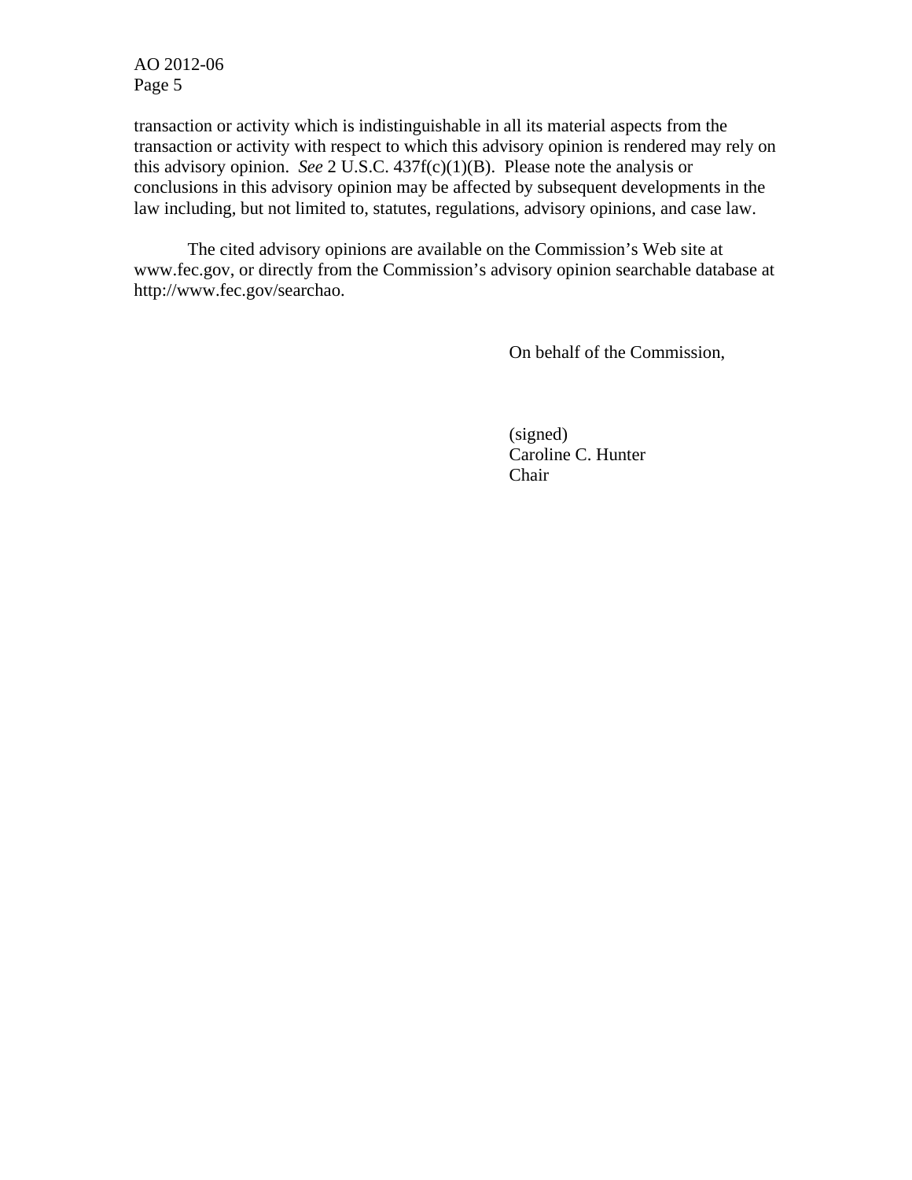transaction or activity which is indistinguishable in all its material aspects from the transaction or activity with respect to which this advisory opinion is rendered may rely on this advisory opinion. *See* 2 U.S.C. 437f(c)(1)(B). Please note the analysis or conclusions in this advisory opinion may be affected by subsequent developments in the law including, but not limited to, statutes, regulations, advisory opinions, and case law.

The cited advisory opinions are available on the Commission's Web site at www.fec.gov, or directly from the Commission's advisory opinion searchable database at http://www.fec.gov/searchao.

On behalf of the Commission,

(signed)
Caroline C. Hunter
Chair